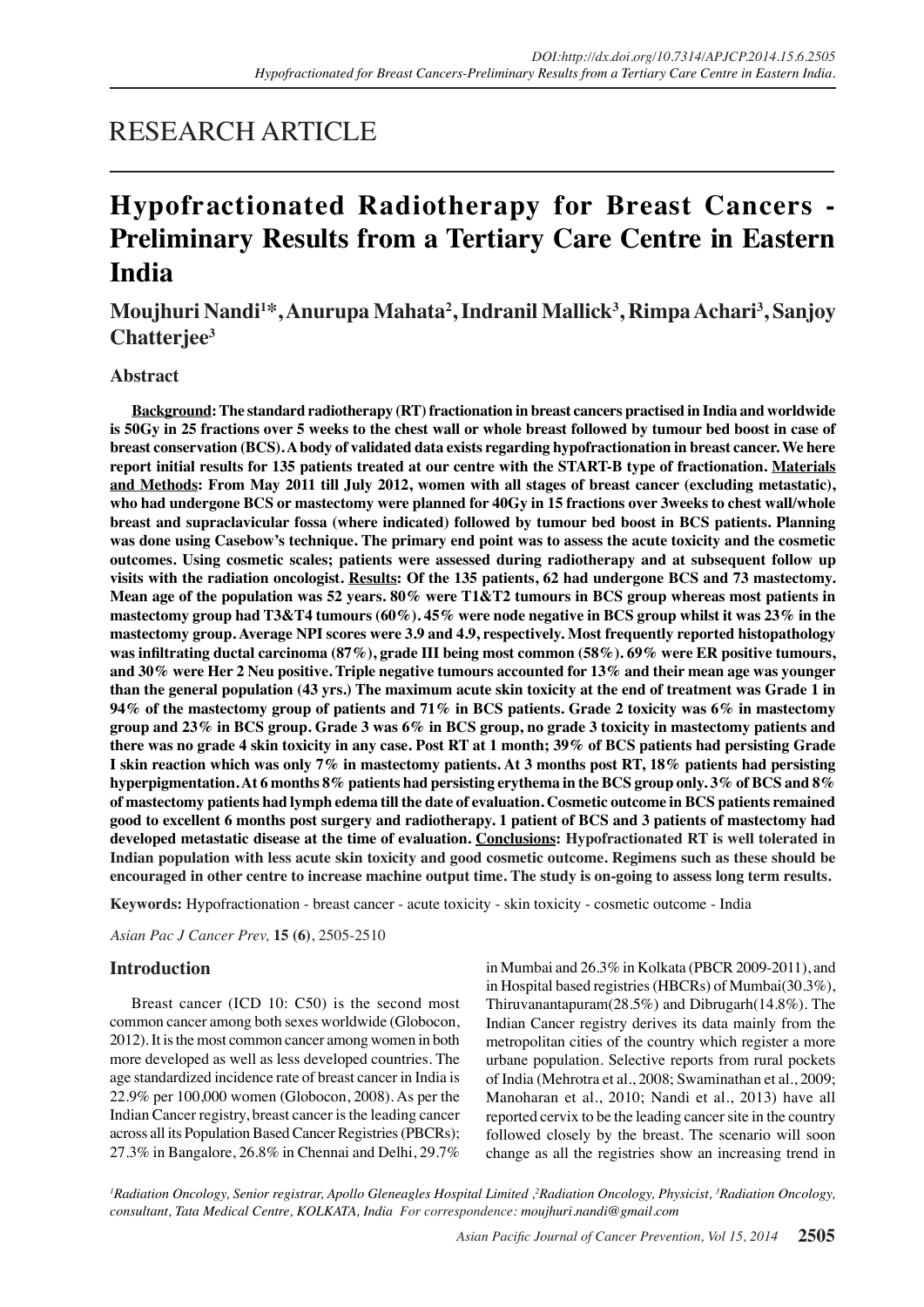RESEARCH ARTICLE

# Hypofractionated Radiotherapy for Breast Cancers - Preliminary Results from a Tertiary Care Centre in Eastern India

**Moujhuri Nandi[1]\*, Anurupa Mahata[2], Indranil Mallick[3], Rimpa Achari[3], Sanjoy Chatterjee[3]**

## Abstract

**Background: The standard radiotherapy (RT) fractionation in breast cancers practised in India and worldwide is 50Gy in 25 fractions over 5 weeks to the chest wall or whole breast followed by tumour bed boost in case of breast conservation (BCS). A body of validated data exists regarding hypofractionation in breast cancer. We here report initial results for 135 patients treated at our centre with the START-B type of fractionation. Materials and Methods: From May 2011 till July 2012, women with all stages of breast cancer (excluding metastatic), who had undergone BCS or mastectomy were planned for 40Gy in 15 fractions over 3weeks to chest wall/whole breast and supraclavicular fossa (where indicated) followed by tumour bed boost in BCS patients. Planning was done using Casebow's technique. The primary end point was to assess the acute toxicity and the cosmetic outcomes. Using cosmetic scales; patients were assessed during radiotherapy and at subsequent follow up visits with the radiation oncologist. Results: Of the 135 patients, 62 had undergone BCS and 73 mastectomy. Mean age of the population was 52 years. 80% were T1&T2 tumours in BCS group whereas most patients in mastectomy group had T3&T4 tumours (60%). 45% were node negative in BCS group whilst it was 23% in the mastectomy group. Average NPI scores were 3.9 and 4.9, respectively. Most frequently reported histopathology was infiltrating ductal carcinoma (87%), grade III being most common (58%). 69% were ER positive tumours, and 30% were Her 2 Neu positive. Triple negative tumours accounted for 13% and their mean age was younger than the general population (43 yrs.) The maximum acute skin toxicity at the end of treatment was Grade 1 in 94% of the mastectomy group of patients and 71% in BCS patients. Grade 2 toxicity was 6% in mastectomy group and 23% in BCS group. Grade 3 was 6% in BCS group, no grade 3 toxicity in mastectomy patients and there was no grade 4 skin toxicity in any case. Post RT at 1 month; 39% of BCS patients had persisting Grade I skin reaction which was only 7% in mastectomy patients. At 3 months post RT, 18% patients had persisting hyperpigmentation. At 6 months 8% patients had persisting erythema in the BCS group only. 3% of BCS and 8% of mastectomy patients had lymph edema till the date of evaluation. Cosmetic outcome in BCS patients remained good to excellent 6 months post surgery and radiotherapy. 1 patient of BCS and 3 patients of mastectomy had developed metastatic disease at the time of evaluation. Conclusions: Hypofractionated RT is well tolerated in Indian population with less acute skin toxicity and good cosmetic outcome. Regimens such as these should be encouraged in other centre to increase machine output time. The study is on-going to assess long term results.**

**Keywords:** Hypofractionation - breast cancer - acute toxicity - skin toxicity - cosmetic outcome - India

*Asian Pac J Cancer Prev,* **15 (6)**, 2505-2510

## Introduction

Breast cancer (ICD 10: C50) is the second most common cancer among both sexes worldwide (Globocon, 2012). It is the most common cancer among women in both more developed as well as less developed countries. The age standardized incidence rate of breast cancer in India is 22.9% per 100,000 women (Globocon, 2008). As per the Indian Cancer registry, breast cancer is the leading cancer across all its Population Based Cancer Registries (PBCRs); 27.3% in Bangalore, 26.8% in Chennai and Delhi, 29.7% in Mumbai and 26.3% in Kolkata (PBCR 2009-2011), and in Hospital based registries (HBCRs) of Mumbai(30.3%), Thiruvanantapuram(28.5%) and Dibrugarh(14.8%). The Indian Cancer registry derives its data mainly from the metropolitan cities of the country which register a more urbane population. Selective reports from rural pockets of India (Mehrotra et al., 2008; Swaminathan et al., 2009; Manoharan et al., 2010; Nandi et al., 2013) have all reported cervix to be the leading cancer site in the country followed closely by the breast. The scenario will soon change as all the registries show an increasing trend in

*[1]Radiation Oncology, Senior registrar, Apollo Gleneagles Hospital Limited ,[2]Radiation Oncology, Physicist, [3]Radiation Oncology, consultant, Tata Medical Centre, KOLKATA, India For correspondence: moujhuri.nandi@gmail.com*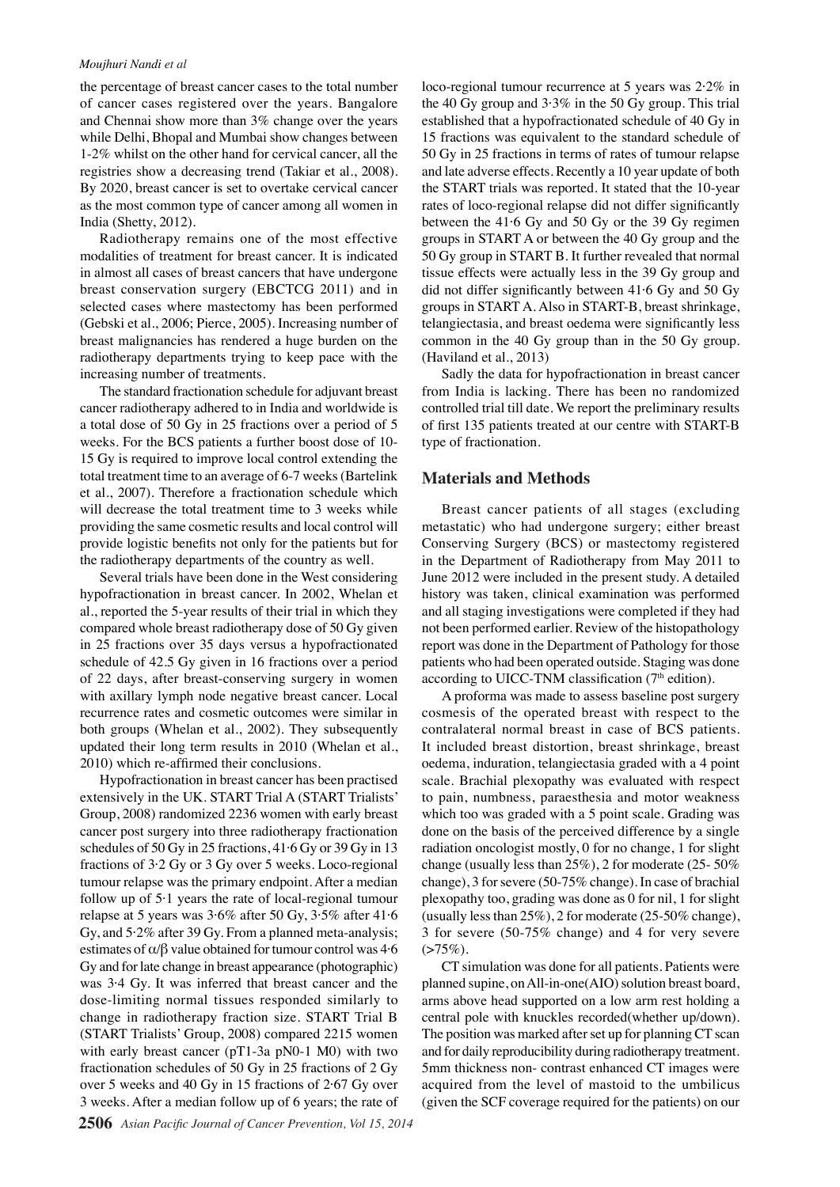the percentage of breast cancer cases to the total number of cancer cases registered over the years. Bangalore and Chennai show more than 3% change over the years while Delhi, Bhopal and Mumbai show changes between 1-2% whilst on the other hand for cervical cancer, all the registries show a decreasing trend (Takiar et al., 2008). By 2020, breast cancer is set to overtake cervical cancer as the most common type of cancer among all women in India (Shetty, 2012).

Radiotherapy remains one of the most effective modalities of treatment for breast cancer. It is indicated in almost all cases of breast cancers that have undergone breast conservation surgery (EBCTCG 2011) and in selected cases where mastectomy has been performed (Gebski et al., 2006; Pierce, 2005). Increasing number of breast malignancies has rendered a huge burden on the radiotherapy departments trying to keep pace with the increasing number of treatments.

The standard fractionation schedule for adjuvant breast cancer radiotherapy adhered to in India and worldwide is a total dose of 50 Gy in 25 fractions over a period of 5 weeks. For the BCS patients a further boost dose of 10-15 Gy is required to improve local control extending the total treatment time to an average of 6-7 weeks (Bartelink et al., 2007). Therefore a fractionation schedule which will decrease the total treatment time to 3 weeks while providing the same cosmetic results and local control will provide logistic benefits not only for the patients but for the radiotherapy departments of the country as well.

Several trials have been done in the West considering hypofractionation in breast cancer. In 2002, Whelan et al., reported the 5-year results of their trial in which they compared whole breast radiotherapy dose of 50 Gy given in 25 fractions over 35 days versus a hypofractionated schedule of 42.5 Gy given in 16 fractions over a period of 22 days, after breast-conserving surgery in women with axillary lymph node negative breast cancer. Local recurrence rates and cosmetic outcomes were similar in both groups (Whelan et al., 2002). They subsequently updated their long term results in 2010 (Whelan et al., 2010) which re-affirmed their conclusions.

Hypofractionation in breast cancer has been practised extensively in the UK. START Trial A (START Trialists' Group, 2008) randomized 2236 women with early breast cancer post surgery into three radiotherapy fractionation schedules of 50 Gy in 25 fractions, 41·6 Gy or 39 Gy in 13 fractions of 3·2 Gy or 3 Gy over 5 weeks. Loco-regional tumour relapse was the primary endpoint. After a median follow up of 5·1 years the rate of local-regional tumour relapse at 5 years was 3·6% after 50 Gy, 3·5% after 41·6 Gy, and 5·2% after 39 Gy. From a planned meta-analysis; estimates of $\alpha/\beta$ value obtained for tumour control was 4·6 Gy and for late change in breast appearance (photographic) was 3·4 Gy. It was inferred that breast cancer and the dose-limiting normal tissues responded similarly to change in radiotherapy fraction size. START Trial B (START Trialists' Group, 2008) compared 2215 women with early breast cancer (pT1-3a pN0-1 M0) with two fractionation schedules of 50 Gy in 25 fractions of 2 Gy over 5 weeks and 40 Gy in 15 fractions of 2·67 Gy over 3 weeks. After a median follow up of 6 years; the rate of loco-regional tumour recurrence at 5 years was 2·2% in the 40 Gy group and 3·3% in the 50 Gy group. This trial established that a hypofractionated schedule of 40 Gy in 15 fractions was equivalent to the standard schedule of 50 Gy in 25 fractions in terms of rates of tumour relapse and late adverse effects. Recently a 10 year update of both the START trials was reported. It stated that the 10-year rates of loco-regional relapse did not differ significantly between the 41·6 Gy and 50 Gy or the 39 Gy regimen groups in START A or between the 40 Gy group and the 50 Gy group in START B. It further revealed that normal tissue effects were actually less in the 39 Gy group and did not differ significantly between 41·6 Gy and 50 Gy groups in START A. Also in START-B, breast shrinkage, telangiectasia, and breast oedema were significantly less common in the 40 Gy group than in the 50 Gy group. (Haviland et al., 2013)

Sadly the data for hypofractionation in breast cancer from India is lacking. There has been no randomized controlled trial till date. We report the preliminary results of first 135 patients treated at our centre with START-B type of fractionation.

## Materials and Methods

Breast cancer patients of all stages (excluding metastatic) who had undergone surgery; either breast Conserving Surgery (BCS) or mastectomy registered in the Department of Radiotherapy from May 2011 to June 2012 were included in the present study. A detailed history was taken, clinical examination was performed and all staging investigations were completed if they had not been performed earlier. Review of the histopathology report was done in the Department of Pathology for those patients who had been operated outside. Staging was done according to UICC-TNM classification (7th edition).

A proforma was made to assess baseline post surgery cosmesis of the operated breast with respect to the contralateral normal breast in case of BCS patients. It included breast distortion, breast shrinkage, breast oedema, induration, telangiectasia graded with a 4 point scale. Brachial plexopathy was evaluated with respect to pain, numbness, paraesthesia and motor weakness which too was graded with a 5 point scale. Grading was done on the basis of the perceived difference by a single radiation oncologist mostly, 0 for no change, 1 for slight change (usually less than 25%), 2 for moderate (25- 50% change), 3 for severe (50-75% change). In case of brachial plexopathy too, grading was done as 0 for nil, 1 for slight (usually less than 25%), 2 for moderate (25-50% change), 3 for severe (50-75% change) and 4 for very severe (>75%).

CT simulation was done for all patients. Patients were planned supine, on All-in-one(AIO) solution breast board, arms above head supported on a low arm rest holding a central pole with knuckles recorded(whether up/down). The position was marked after set up for planning CT scan and for daily reproducibility during radiotherapy treatment. 5mm thickness non- contrast enhanced CT images were acquired from the level of mastoid to the umbilicus (given the SCF coverage required for the patients) on our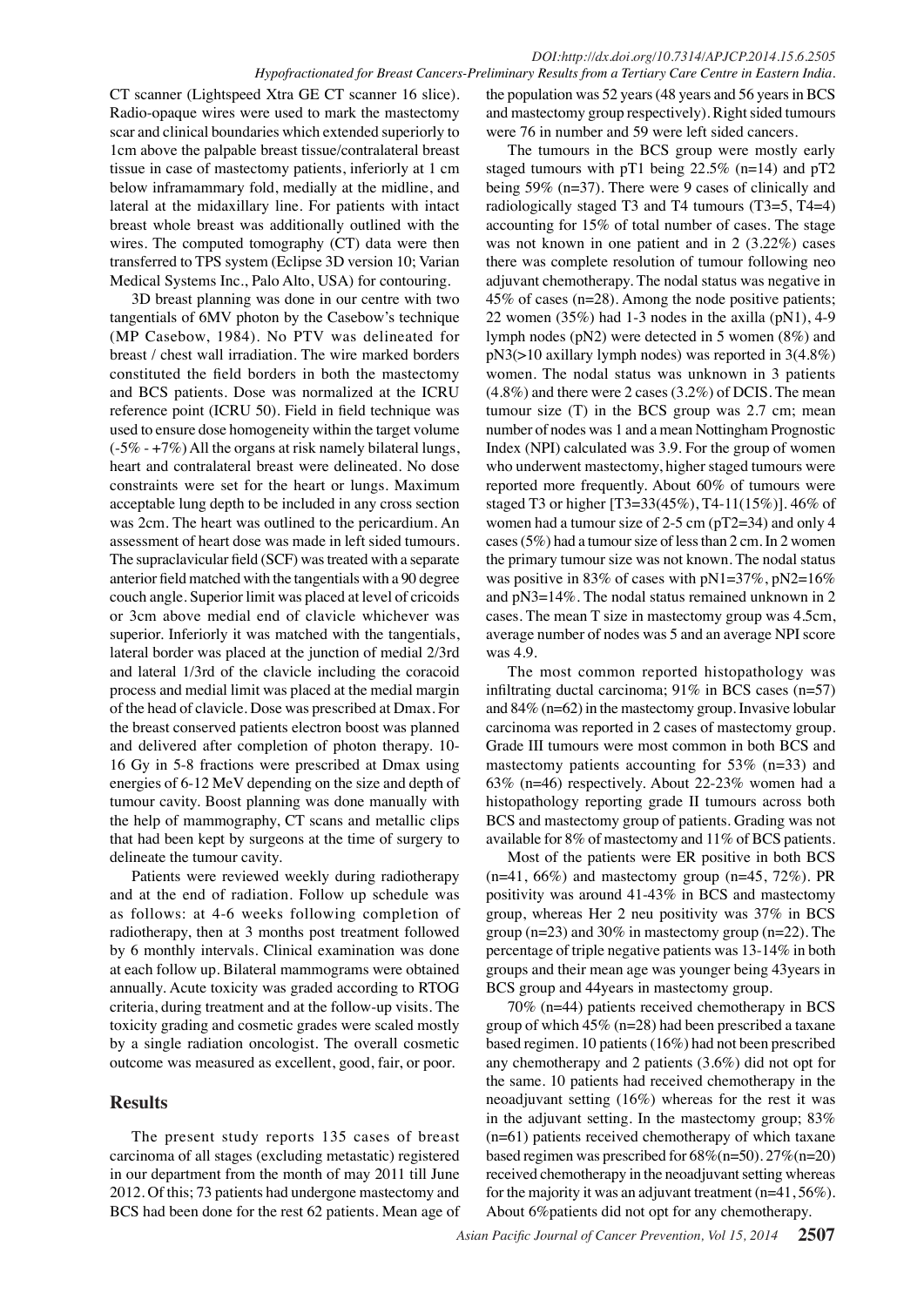CT scanner (Lightspeed Xtra GE CT scanner 16 slice). Radio-opaque wires were used to mark the mastectomy scar and clinical boundaries which extended superiorly to 1cm above the palpable breast tissue/contralateral breast tissue in case of mastectomy patients, inferiorly at 1 cm below inframammary fold, medially at the midline, and lateral at the midaxillary line. For patients with intact breast whole breast was additionally outlined with the wires. The computed tomography (CT) data were then transferred to TPS system (Eclipse 3D version 10; Varian Medical Systems Inc., Palo Alto, USA) for contouring.

3D breast planning was done in our centre with two tangentials of 6MV photon by the Casebow's technique (MP Casebow, 1984). No PTV was delineated for breast / chest wall irradiation. The wire marked borders constituted the field borders in both the mastectomy and BCS patients. Dose was normalized at the ICRU reference point (ICRU 50). Field in field technique was used to ensure dose homogeneity within the target volume (-5% - +7%) All the organs at risk namely bilateral lungs, heart and contralateral breast were delineated. No dose constraints were set for the heart or lungs. Maximum acceptable lung depth to be included in any cross section was 2cm. The heart was outlined to the pericardium. An assessment of heart dose was made in left sided tumours. The supraclavicular field (SCF) was treated with a separate anterior field matched with the tangentials with a 90 degree couch angle. Superior limit was placed at level of cricoids or 3cm above medial end of clavicle whichever was superior. Inferiorly it was matched with the tangentials, lateral border was placed at the junction of medial 2/3rd and lateral 1/3rd of the clavicle including the coracoid process and medial limit was placed at the medial margin of the head of clavicle. Dose was prescribed at Dmax. For the breast conserved patients electron boost was planned and delivered after completion of photon therapy. 10-16 Gy in 5-8 fractions were prescribed at Dmax using energies of 6-12 MeV depending on the size and depth of tumour cavity. Boost planning was done manually with the help of mammography, CT scans and metallic clips that had been kept by surgeons at the time of surgery to delineate the tumour cavity.

Patients were reviewed weekly during radiotherapy and at the end of radiation. Follow up schedule was as follows: at 4-6 weeks following completion of radiotherapy, then at 3 months post treatment followed by 6 monthly intervals. Clinical examination was done at each follow up. Bilateral mammograms were obtained annually. Acute toxicity was graded according to RTOG criteria, during treatment and at the follow-up visits. The toxicity grading and cosmetic grades were scaled mostly by a single radiation oncologist. The overall cosmetic outcome was measured as excellent, good, fair, or poor.

## Results

The present study reports 135 cases of breast carcinoma of all stages (excluding metastatic) registered in our department from the month of may 2011 till June 2012. Of this; 73 patients had undergone mastectomy and BCS had been done for the rest 62 patients. Mean age of the population was 52 years (48 years and 56 years in BCS and mastectomy group respectively). Right sided tumours were 76 in number and 59 were left sided cancers.

The tumours in the BCS group were mostly early staged tumours with pT1 being 22.5% (n=14) and pT2 being 59% (n=37). There were 9 cases of clinically and radiologically staged T3 and T4 tumours (T3=5, T4=4) accounting for 15% of total number of cases. The stage was not known in one patient and in 2 (3.22%) cases there was complete resolution of tumour following neo adjuvant chemotherapy. The nodal status was negative in 45% of cases (n=28). Among the node positive patients; 22 women (35%) had 1-3 nodes in the axilla (pN1), 4-9 lymph nodes (pN2) were detected in 5 women (8%) and pN3(>10 axillary lymph nodes) was reported in 3(4.8%) women. The nodal status was unknown in 3 patients (4.8%) and there were 2 cases (3.2%) of DCIS. The mean tumour size (T) in the BCS group was 2.7 cm; mean number of nodes was 1 and a mean Nottingham Prognostic Index (NPI) calculated was 3.9. For the group of women who underwent mastectomy, higher staged tumours were reported more frequently. About 60% of tumours were staged T3 or higher [T3=33(45%), T4-11(15%)]. 46% of women had a tumour size of 2-5 cm (pT2=34) and only 4 cases (5%) had a tumour size of less than 2 cm. In 2 women the primary tumour size was not known. The nodal status was positive in 83% of cases with pN1=37%, pN2=16% and pN3=14%. The nodal status remained unknown in 2 cases. The mean T size in mastectomy group was 4.5cm, average number of nodes was 5 and an average NPI score was 4.9.

The most common reported histopathology was infiltrating ductal carcinoma; 91% in BCS cases (n=57) and 84% (n=62) in the mastectomy group. Invasive lobular carcinoma was reported in 2 cases of mastectomy group. Grade III tumours were most common in both BCS and mastectomy patients accounting for 53% (n=33) and 63% (n=46) respectively. About 22-23% women had a histopathology reporting grade II tumours across both BCS and mastectomy group of patients. Grading was not available for 8% of mastectomy and 11% of BCS patients.

Most of the patients were ER positive in both BCS (n=41, 66%) and mastectomy group (n=45, 72%). PR positivity was around 41-43% in BCS and mastectomy group, whereas Her 2 neu positivity was 37% in BCS group (n=23) and 30% in mastectomy group (n=22). The percentage of triple negative patients was 13-14% in both groups and their mean age was younger being 43years in BCS group and 44years in mastectomy group.

70% (n=44) patients received chemotherapy in BCS group of which 45% (n=28) had been prescribed a taxane based regimen. 10 patients (16%) had not been prescribed any chemotherapy and 2 patients (3.6%) did not opt for the same. 10 patients had received chemotherapy in the neoadjuvant setting (16%) whereas for the rest it was in the adjuvant setting. In the mastectomy group; 83% (n=61) patients received chemotherapy of which taxane based regimen was prescribed for 68%(n=50). 27%(n=20) received chemotherapy in the neoadjuvant setting whereas for the majority it was an adjuvant treatment (n=41, 56%). About 6%patients did not opt for any chemotherapy.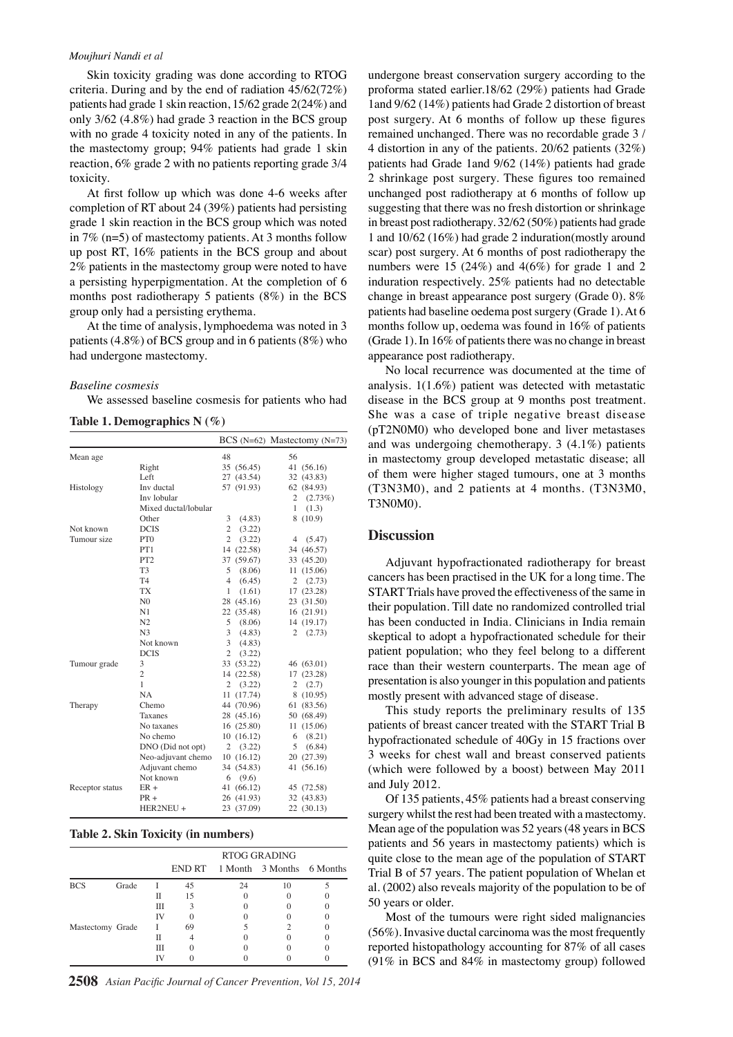Skin toxicity grading was done according to RTOG criteria. During and by the end of radiation 45/62(72%) patients had grade 1 skin reaction, 15/62 grade 2(24%) and only 3/62 (4.8%) had grade 3 reaction in the BCS group with no grade 4 toxicity noted in any of the patients. In the mastectomy group; 94% patients had grade 1 skin reaction, 6% grade 2 with no patients reporting grade 3/4 toxicity.

At first follow up which was done 4-6 weeks after completion of RT about 24 (39%) patients had persisting grade 1 skin reaction in the BCS group which was noted in 7% (n=5) of mastectomy patients. At 3 months follow up post RT, 16% patients in the BCS group and about 2% patients in the mastectomy group were noted to have a persisting hyperpigmentation. At the completion of 6 months post radiotherapy 5 patients (8%) in the BCS group only had a persisting erythema.

At the time of analysis, lymphoedema was noted in 3 patients (4.8%) of BCS group and in 6 patients (8%) who had undergone mastectomy.

*Baseline cosmesis*

We assessed baseline cosmesis for patients who had undergone breast conservation surgery according to the proforma stated earlier.18/62 (29%) patients had Grade 1and 9/62 (14%) patients had Grade 2 distortion of breast post surgery. At 6 months of follow up these figures remained unchanged. There was no recordable grade 3 / 4 distortion in any of the patients. 20/62 patients (32%) patients had Grade 1and 9/62 (14%) patients had grade 2 shrinkage post surgery. These figures too remained unchanged post radiotherapy at 6 months of follow up suggesting that there was no fresh distortion or shrinkage in breast post radiotherapy. 32/62 (50%) patients had grade 1 and 10/62 (16%) had grade 2 induration(mostly around scar) post surgery. At 6 months of post radiotherapy the numbers were 15 (24%) and 4(6%) for grade 1 and 2 induration respectively. 25% patients had no detectable change in breast appearance post surgery (Grade 0). 8% patients had baseline oedema post surgery (Grade 1). At 6 months follow up, oedema was found in 16% of patients (Grade 1). In 16% of patients there was no change in breast appearance post radiotherapy.

No local recurrence was documented at the time of analysis. 1(1.6%) patient was detected with metastatic disease in the BCS group at 9 months post treatment. She was a case of triple negative breast disease (pT2N0M0) who developed bone and liver metastases and was undergoing chemotherapy. 3 (4.1%) patients in mastectomy group developed metastatic disease; all of them were higher staged tumours, one at 3 months (T3N3M0), and 2 patients at 4 months. (T3N3M0, T3N0M0).

**Table 1. Demographics N (%)**

| | | BCS (N=62) | Mastectomy (N=73) |
|---|---|---|---|
| Mean age | | 48 | 56 |
| | Right | 35 (56.45) | 41 (56.16) |
| | Left | 27 (43.54) | 32 (43.83) |
| Histology | Inv ductal | 57 (91.93) | 62 (84.93) |
| | Inv lobular | | 2 (2.73%) |
| | Mixed ductal/lobular | | 1 (1.3) |
| | Other | 3 (4.83) | 8 (10.9) |
| Not known | DCIS | 2 (3.22) | |
| Tumour size | PT0 | 2 (3.22) | 4 (5.47) |
| | PT1 | 14 (22.58) | 34 (46.57) |
| | PT2 | 37 (59.67) | 33 (45.20) |
| | T3 | 5 (8.06) | 11 (15.06) |
| | T4 | 4 (6.45) | 2 (2.73) |
| | TX | 1 (1.61) | 17 (23.28) |
| | N0 | 28 (45.16) | 23 (31.50) |
| | N1 | 22 (35.48) | 16 (21.91) |
| | N2 | 5 (8.06) | 14 (19.17) |
| | N3 | 3 (4.83) | 2 (2.73) |
| | Not known | 3 (4.83) | |
| | DCIS | 2 (3.22) | |
| Tumour grade | 3 | 33 (53.22) | 46 (63.01) |
| | 2 | 14 (22.58) | 17 (23.28) |
| | 1 | 2 (3.22) | 2 (2.7) |
| | NA | 11 (17.74) | 8 (10.95) |
| Therapy | Chemo | 44 (70.96) | 61 (83.56) |
| | Taxanes | 28 (45.16) | 50 (68.49) |
| | No taxanes | 16 (25.80) | 11 (15.06) |
| | No chemo | 10 (16.12) | 6 (8.21) |
| | DNO (Did not opt) | 2 (3.22) | 5 (6.84) |
| | Neo-adjuvant chemo | 10 (16.12) | 20 (27.39) |
| | Adjuvant chemo | 34 (54.83) | 41 (56.16) |
| | Not known | 6 (9.6) | |
| Receptor status | ER + | 41 (66.12) | 45 (72.58) |
| | PR + | 26 (41.93) | 32 (43.83) |
| | HER2NEU + | 23 (37.09) | 22 (30.13) |

**Table 2. Skin Toxicity (in numbers)**

| | | | RTOG GRADING | | | |
|---|---|---|---|---|---|---|
| | | | END RT | 1 Month | 3 Months | 6 Months |
| BCS | Grade | I | 45 | 24 | 10 | 5 |
| | | II | 15 | 0 | 0 | 0 |
| | | III | 3 | 0 | 0 | 0 |
| | | IV | 0 | 0 | 0 | 0 |
| Mastectomy | Grade | I | 69 | 5 | 2 | 0 |
| | | II | 4 | 0 | 0 | 0 |
| | | III | 0 | 0 | 0 | 0 |
| | | IV | 0 | 0 | 0 | 0 |

## Discussion

Adjuvant hypofractionated radiotherapy for breast cancers has been practised in the UK for a long time. The START Trials have proved the effectiveness of the same in their population. Till date no randomized controlled trial has been conducted in India. Clinicians in India remain skeptical to adopt a hypofractionated schedule for their patient population; who they feel belong to a different race than their western counterparts. The mean age of presentation is also younger in this population and patients mostly present with advanced stage of disease.

This study reports the preliminary results of 135 patients of breast cancer treated with the START Trial B hypofractionated schedule of 40Gy in 15 fractions over 3 weeks for chest wall and breast conserved patients (which were followed by a boost) between May 2011 and July 2012.

Of 135 patients, 45% patients had a breast conserving surgery whilst the rest had been treated with a mastectomy. Mean age of the population was 52 years (48 years in BCS patients and 56 years in mastectomy patients) which is quite close to the mean age of the population of START Trial B of 57 years. The patient population of Whelan et al. (2002) also reveals majority of the population to be of 50 years or older.

Most of the tumours were right sided malignancies (56%). Invasive ductal carcinoma was the most frequently reported histopathology accounting for 87% of all cases (91% in BCS and 84% in mastectomy group) followed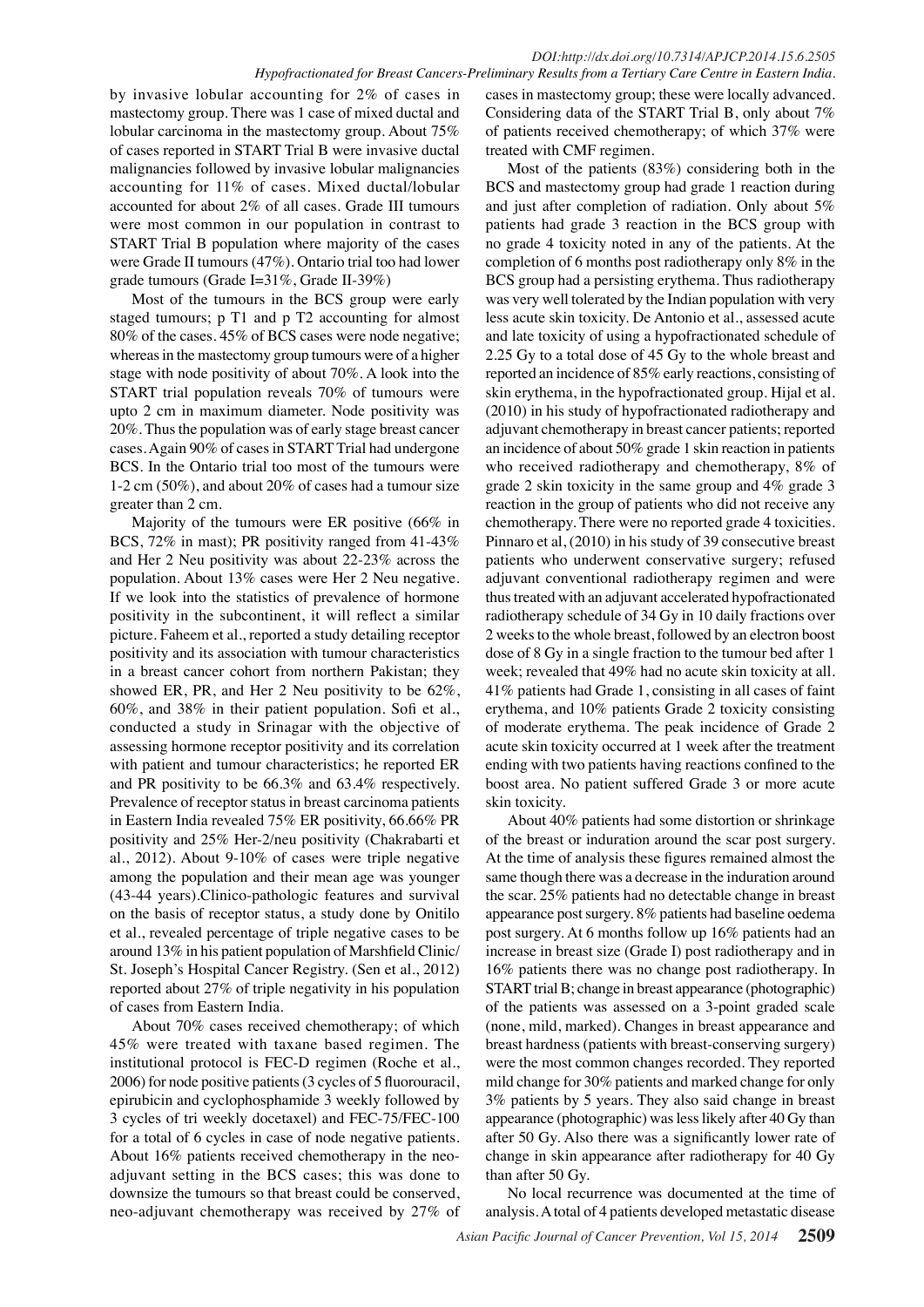by invasive lobular accounting for 2% of cases in mastectomy group. There was 1 case of mixed ductal and lobular carcinoma in the mastectomy group. About 75% of cases reported in START Trial B were invasive ductal malignancies followed by invasive lobular malignancies accounting for 11% of cases. Mixed ductal/lobular accounted for about 2% of all cases. Grade III tumours were most common in our population in contrast to START Trial B population where majority of the cases were Grade II tumours (47%). Ontario trial too had lower grade tumours (Grade I=31%, Grade II-39%)

Most of the tumours in the BCS group were early staged tumours; p T1 and p T2 accounting for almost 80% of the cases. 45% of BCS cases were node negative; whereas in the mastectomy group tumours were of a higher stage with node positivity of about 70%. A look into the START trial population reveals 70% of tumours were upto 2 cm in maximum diameter. Node positivity was 20%. Thus the population was of early stage breast cancer cases. Again 90% of cases in START Trial had undergone BCS. In the Ontario trial too most of the tumours were 1-2 cm (50%), and about 20% of cases had a tumour size greater than 2 cm.

Majority of the tumours were ER positive (66% in BCS, 72% in mast); PR positivity ranged from 41-43% and Her 2 Neu positivity was about 22-23% across the population. About 13% cases were Her 2 Neu negative. If we look into the statistics of prevalence of hormone positivity in the subcontinent, it will reflect a similar picture. Faheem et al., reported a study detailing receptor positivity and its association with tumour characteristics in a breast cancer cohort from northern Pakistan; they showed ER, PR, and Her 2 Neu positivity to be 62%, 60%, and 38% in their patient population. Sofi et al., conducted a study in Srinagar with the objective of assessing hormone receptor positivity and its correlation with patient and tumour characteristics; he reported ER and PR positivity to be 66.3% and 63.4% respectively. Prevalence of receptor status in breast carcinoma patients in Eastern India revealed 75% ER positivity, 66.66% PR positivity and 25% Her-2/neu positivity (Chakrabarti et al., 2012). About 9-10% of cases were triple negative among the population and their mean age was younger (43-44 years).Clinico-pathologic features and survival on the basis of receptor status, a study done by Onitilo et al., revealed percentage of triple negative cases to be around 13% in his patient population of Marshfield Clinic/ St. Joseph's Hospital Cancer Registry. (Sen et al., 2012) reported about 27% of triple negativity in his population of cases from Eastern India.

About 70% cases received chemotherapy; of which 45% were treated with taxane based regimen. The institutional protocol is FEC-D regimen (Roche et al., 2006) for node positive patients (3 cycles of 5 fluorouracil, epirubicin and cyclophosphamide 3 weekly followed by 3 cycles of tri weekly docetaxel) and FEC-75/FEC-100 for a total of 6 cycles in case of node negative patients. About 16% patients received chemotherapy in the neo-adjuvant setting in the BCS cases; this was done to downsize the tumours so that breast could be conserved, neo-adjuvant chemotherapy was received by 27% of cases in mastectomy group; these were locally advanced. Considering data of the START Trial B, only about 7% of patients received chemotherapy; of which 37% were treated with CMF regimen.

Most of the patients (83%) considering both in the BCS and mastectomy group had grade 1 reaction during and just after completion of radiation. Only about 5% patients had grade 3 reaction in the BCS group with no grade 4 toxicity noted in any of the patients. At the completion of 6 months post radiotherapy only 8% in the BCS group had a persisting erythema. Thus radiotherapy was very well tolerated by the Indian population with very less acute skin toxicity. De Antonio et al., assessed acute and late toxicity of using a hypofractionated schedule of 2.25 Gy to a total dose of 45 Gy to the whole breast and reported an incidence of 85% early reactions, consisting of skin erythema, in the hypofractionated group. Hijal et al. (2010) in his study of hypofractionated radiotherapy and adjuvant chemotherapy in breast cancer patients; reported an incidence of about 50% grade 1 skin reaction in patients who received radiotherapy and chemotherapy, 8% of grade 2 skin toxicity in the same group and 4% grade 3 reaction in the group of patients who did not receive any chemotherapy. There were no reported grade 4 toxicities. Pinnaro et al, (2010) in his study of 39 consecutive breast patients who underwent conservative surgery; refused adjuvant conventional radiotherapy regimen and were thus treated with an adjuvant accelerated hypofractionated radiotherapy schedule of 34 Gy in 10 daily fractions over 2 weeks to the whole breast, followed by an electron boost dose of 8 Gy in a single fraction to the tumour bed after 1 week; revealed that 49% had no acute skin toxicity at all. 41% patients had Grade 1, consisting in all cases of faint erythema, and 10% patients Grade 2 toxicity consisting of moderate erythema. The peak incidence of Grade 2 acute skin toxicity occurred at 1 week after the treatment ending with two patients having reactions confined to the boost area. No patient suffered Grade 3 or more acute skin toxicity.

About 40% patients had some distortion or shrinkage of the breast or induration around the scar post surgery. At the time of analysis these figures remained almost the same though there was a decrease in the induration around the scar. 25% patients had no detectable change in breast appearance post surgery. 8% patients had baseline oedema post surgery. At 6 months follow up 16% patients had an increase in breast size (Grade I) post radiotherapy and in 16% patients there was no change post radiotherapy. In START trial B; change in breast appearance (photographic) of the patients was assessed on a 3-point graded scale (none, mild, marked). Changes in breast appearance and breast hardness (patients with breast-conserving surgery) were the most common changes recorded. They reported mild change for 30% patients and marked change for only 3% patients by 5 years. They also said change in breast appearance (photographic) was less likely after 40 Gy than after 50 Gy. Also there was a significantly lower rate of change in skin appearance after radiotherapy for 40 Gy than after 50 Gy.

No local recurrence was documented at the time of analysis. A total of 4 patients developed metastatic disease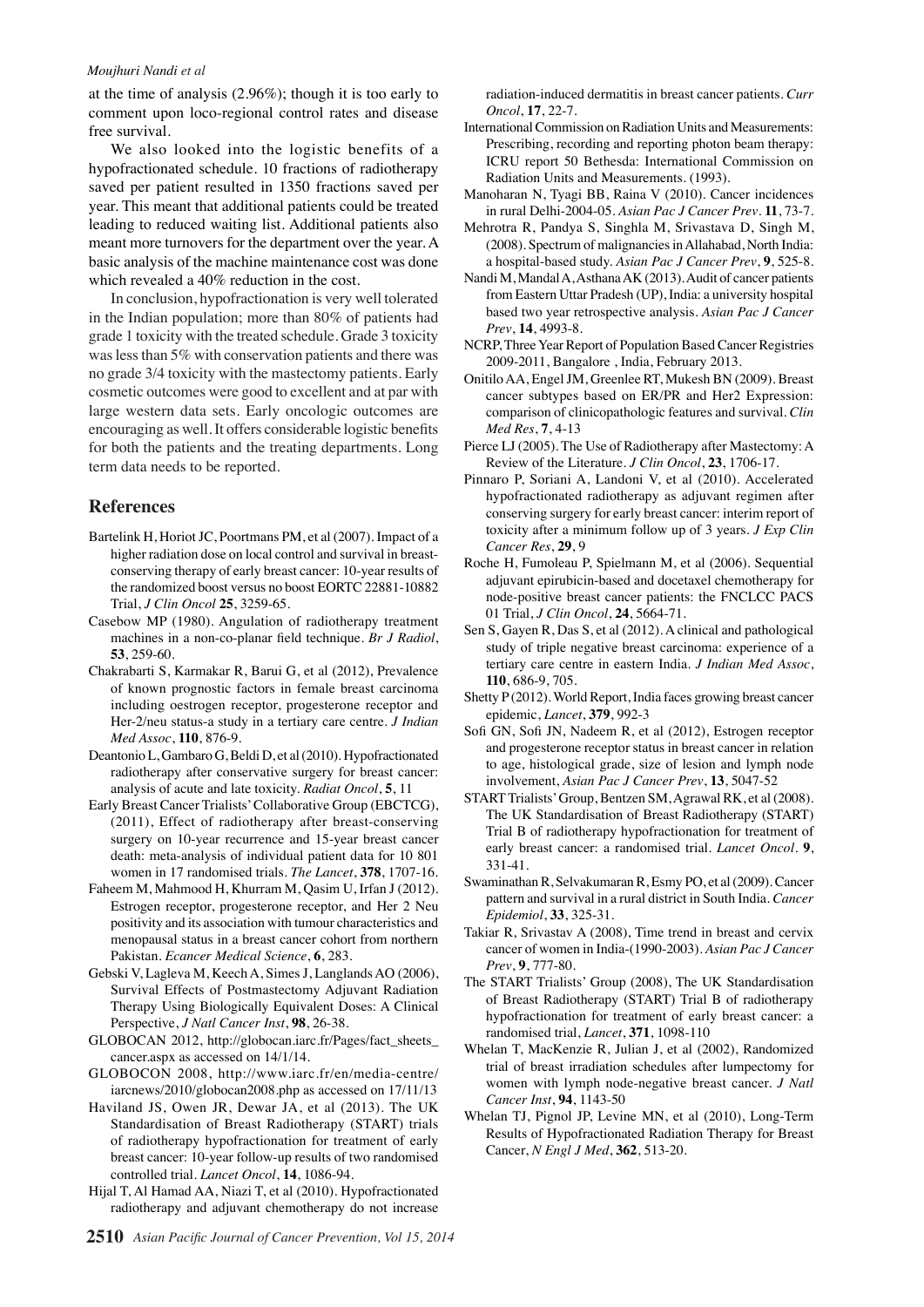at the time of analysis (2.96%); though it is too early to comment upon loco-regional control rates and disease free survival.

We also looked into the logistic benefits of a hypofractionated schedule. 10 fractions of radiotherapy saved per patient resulted in 1350 fractions saved per year. This meant that additional patients could be treated leading to reduced waiting list. Additional patients also meant more turnovers for the department over the year. A basic analysis of the machine maintenance cost was done which revealed a 40% reduction in the cost.

In conclusion, hypofractionation is very well tolerated in the Indian population; more than 80% of patients had grade 1 toxicity with the treated schedule. Grade 3 toxicity was less than 5% with conservation patients and there was no grade 3/4 toxicity with the mastectomy patients. Early cosmetic outcomes were good to excellent and at par with large western data sets. Early oncologic outcomes are encouraging as well. It offers considerable logistic benefits for both the patients and the treating departments. Long term data needs to be reported.

## References

Bartelink H, Horiot JC, Poortmans PM, et al (2007). Impact of a higher radiation dose on local control and survival in breast-conserving therapy of early breast cancer: 10-year results of the randomized boost versus no boost EORTC 22881-10882 Trial, *J Clin Oncol* **25**, 3259-65.

Casebow MP (1980). Angulation of radiotherapy treatment machines in a non-co-planar field technique. *Br J Radiol*, **53**, 259-60.

Chakrabarti S, Karmakar R, Barui G, et al (2012), Prevalence of known prognostic factors in female breast carcinoma including oestrogen receptor, progesterone receptor and Her-2/neu status-a study in a tertiary care centre. *J Indian Med Assoc*, **110**, 876-9.

Deantonio L, Gambaro G, Beldi D, et al (2010). Hypofractionated radiotherapy after conservative surgery for breast cancer: analysis of acute and late toxicity. *Radiat Oncol*, **5**, 11

Early Breast Cancer Trialists' Collaborative Group (EBCTCG), (2011), Effect of radiotherapy after breast-conserving surgery on 10-year recurrence and 15-year breast cancer death: meta-analysis of individual patient data for 10 801 women in 17 randomised trials. *The Lancet*, **378**, 1707-16.

Faheem M, Mahmood H, Khurram M, Qasim U, Irfan J (2012). Estrogen receptor, progesterone receptor, and Her 2 Neu positivity and its association with tumour characteristics and menopausal status in a breast cancer cohort from northern Pakistan. *Ecancer Medical Science*, **6**, 283.

Gebski V, Lagleva M, Keech A, Simes J, Langlands AO (2006), Survival Effects of Postmastectomy Adjuvant Radiation Therapy Using Biologically Equivalent Doses: A Clinical Perspective, *J Natl Cancer Inst*, **98**, 26-38.

GLOBOCAN 2012, http://globocan.iarc.fr/Pages/fact_sheets_cancer.aspx as accessed on 14/1/14.

GLOBOCON 2008, http://www.iarc.fr/en/media-centre/iarcnews/2010/globocan2008.php as accessed on 17/11/13

Haviland JS, Owen JR, Dewar JA, et al (2013). The UK Standardisation of Breast Radiotherapy (START) trials of radiotherapy hypofractionation for treatment of early breast cancer: 10-year follow-up results of two randomised controlled trial. *Lancet Oncol*, **14**, 1086-94.

Hijal T, Al Hamad AA, Niazi T, et al (2010). Hypofractionated radiotherapy and adjuvant chemotherapy do not increase radiation-induced dermatitis in breast cancer patients. *Curr Oncol*, **17**, 22-7.

International Commission on Radiation Units and Measurements: Prescribing, recording and reporting photon beam therapy: ICRU report 50 Bethesda: International Commission on Radiation Units and Measurements. (1993).

Manoharan N, Tyagi BB, Raina V (2010). Cancer incidences in rural Delhi-2004-05. *Asian Pac J Cancer Prev*. **11**, 73-7.

Mehrotra R, Pandya S, Singhla M, Srivastava D, Singh M, (2008). Spectrum of malignancies in Allahabad, North India: a hospital-based study. *Asian Pac J Cancer Prev*, **9**, 525-8.

Nandi M, Mandal A, Asthana AK (2013). Audit of cancer patients from Eastern Uttar Pradesh (UP), India: a university hospital based two year retrospective analysis. *Asian Pac J Cancer Prev*, **14**, 4993-8.

NCRP, Three Year Report of Population Based Cancer Registries 2009-2011, Bangalore , India, February 2013.

Onitilo AA, Engel JM, Greenlee RT, Mukesh BN (2009). Breast cancer subtypes based on ER/PR and Her2 Expression: comparison of clinicopathologic features and survival. *Clin Med Res*, **7**, 4-13

Pierce LJ (2005). The Use of Radiotherapy after Mastectomy: A Review of the Literature. *J Clin Oncol*, **23**, 1706-17.

Pinnaro P, Soriani A, Landoni V, et al (2010). Accelerated hypofractionated radiotherapy as adjuvant regimen after conserving surgery for early breast cancer: interim report of toxicity after a minimum follow up of 3 years. *J Exp Clin Cancer Res*, **29**, 9

Roche H, Fumoleau P, Spielmann M, et al (2006). Sequential adjuvant epirubicin-based and docetaxel chemotherapy for node-positive breast cancer patients: the FNCLCC PACS 01 Trial, *J Clin Oncol*, **24**, 5664-71.

Sen S, Gayen R, Das S, et al (2012). A clinical and pathological study of triple negative breast carcinoma: experience of a tertiary care centre in eastern India. *J Indian Med Assoc*, **110**, 686-9, 705.

Shetty P (2012). World Report, India faces growing breast cancer epidemic, *Lancet*, **379**, 992-3

Sofi GN, Sofi JN, Nadeem R, et al (2012), Estrogen receptor and progesterone receptor status in breast cancer in relation to age, histological grade, size of lesion and lymph node involvement, *Asian Pac J Cancer Prev*, **13**, 5047-52

START Trialists' Group, Bentzen SM, Agrawal RK, et al (2008). The UK Standardisation of Breast Radiotherapy (START) Trial B of radiotherapy hypofractionation for treatment of early breast cancer: a randomised trial. *Lancet Oncol*. **9**, 331-41.

Swaminathan R, Selvakumaran R, Esmy PO, et al (2009). Cancer pattern and survival in a rural district in South India. *Cancer Epidemiol*, **33**, 325-31.

Takiar R, Srivastav A (2008), Time trend in breast and cervix cancer of women in India-(1990-2003). *Asian Pac J Cancer Prev*, **9**, 777-80.

The START Trialists' Group (2008), The UK Standardisation of Breast Radiotherapy (START) Trial B of radiotherapy hypofractionation for treatment of early breast cancer: a randomised trial, *Lancet*, **371**, 1098-110

Whelan T, MacKenzie R, Julian J, et al (2002), Randomized trial of breast irradiation schedules after lumpectomy for women with lymph node-negative breast cancer. *J Natl Cancer Inst*, **94**, 1143-50

Whelan TJ, Pignol JP, Levine MN, et al (2010), Long-Term Results of Hypofractionated Radiation Therapy for Breast Cancer, *N Engl J Med*, **362**, 513-20.